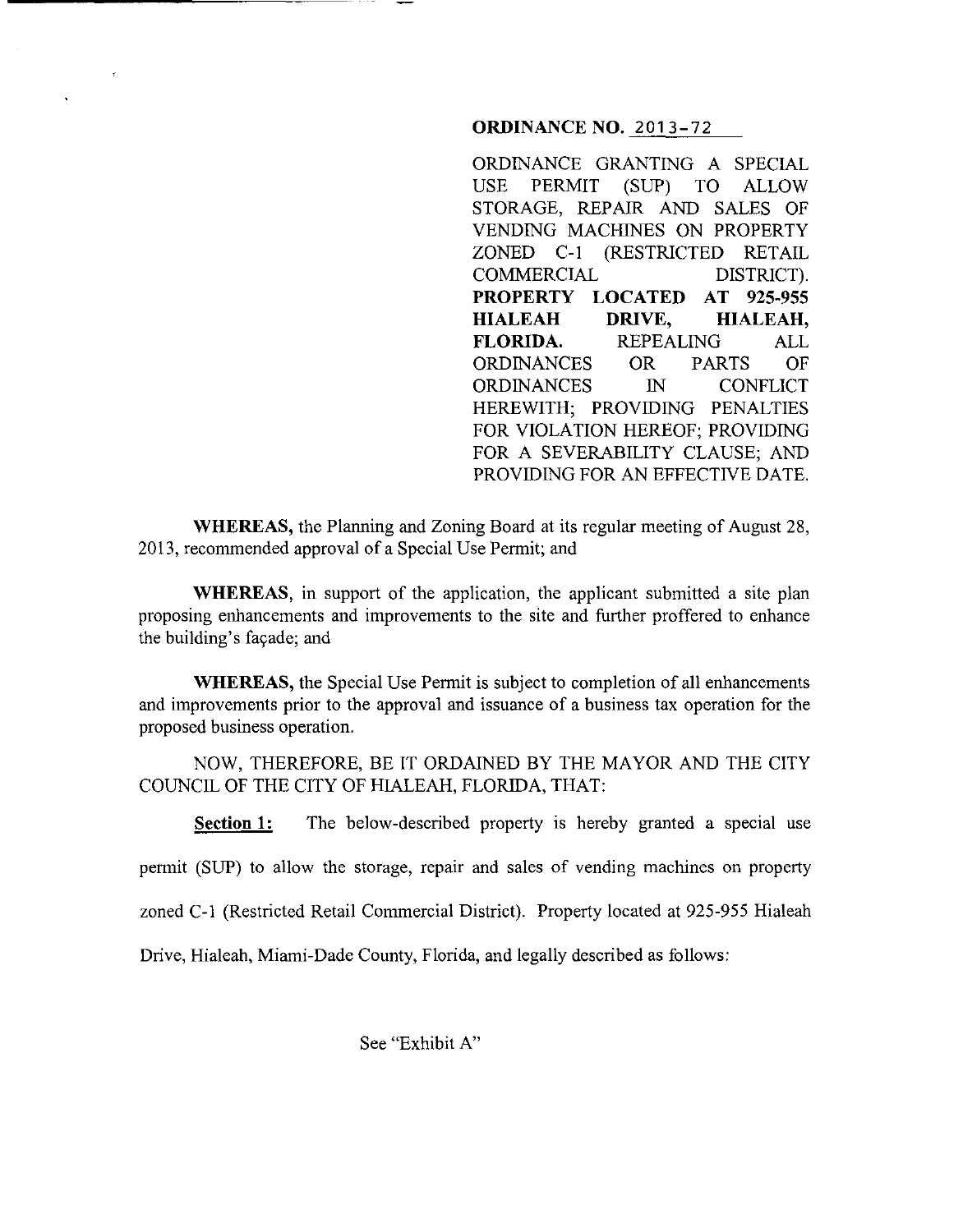**ORDINANCE NO.** 2013-72

ORDINANCE GRANTING A SPECIAL USE PERMIT (SUP) TO ALLOW STORAGE, REPAIR AND SALES OF VENDING MACHINES ON PROPERTY ZONED C-1 (RESTRICTED RETAIL COMMERCIAL DISTRICT). **PROPERTY LOCATED AT 925-955 HIALEAH DRIVE, HIALEAH, FLORIDA.** REPEALING ALL ORDINANCES OR PARTS OF ORDINANCES IN CONFLICT HEREWITH; PROVIDING PENALTIES FOR VIOLATION HEREOF; PROVIDING FOR A SEVERABILITY CLAUSE; AND PROVIDING FOR AN EFFECTIVE DATE.

**WHEREAS,** the Planning and Zoning Board at its regular meeting of August 28, 2013, recommended approval of a Special Use Permit; and

**WHEREAS,** in support of the application, the applicant submitted a site plan proposing enhancements and improvements to the site and further proffered to enhance the building's façade; and

**WHEREAS,** the Special Use Permit is subject to completion of all enhancements and improvements prior to the approval and issuance of a business tax operation for the proposed business operation.

NOW, THEREFORE, BE IT ORDAINED BY THE MAYOR AND THE CITY COUNCIL OF THE CITY OF HIALEAH, FLORIDA, THAT:

**Section 1:** The below-described property is hereby granted a special use permit (SUP) to allow the storage, repair and sales of vending machines on property zoned C-1 (Restricted Retail Commercial District). Property located at 925-955 Hialeah Drive, Hialeah, Miami-Dade County, Florida, and legally described as follows:

See "Exhibit A"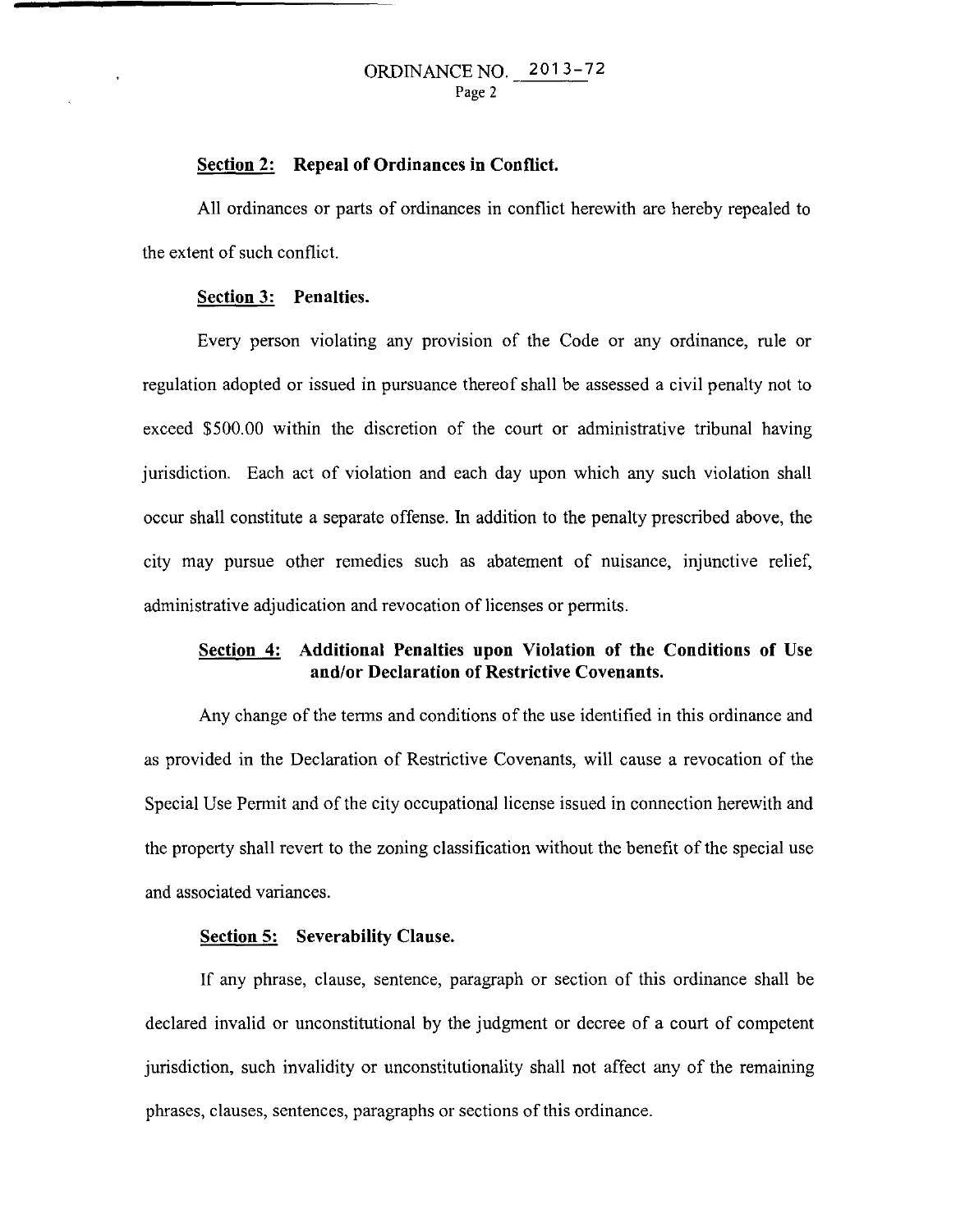**Section 2: Repeal of Ordinances in Conflict.**

All ordinances or parts of ordinances in conflict herewith are hereby repealed to the extent of such conflict.

**Section 3: Penalties.**

Every person violating any provision of the Code or any ordinance, rule or regulation adopted or issued in pursuance thereof shall be assessed a civil penalty not to exceed $500.00 within the discretion of the court or administrative tribunal having jurisdiction. Each act of violation and each day upon which any such violation shall occur shall constitute a separate offense. In addition to the penalty prescribed above, the city may pursue other remedies such as abatement of nuisance, injunctive relief, administrative adjudication and revocation of licenses or permits.

**Section 4: Additional Penalties upon Violation of the Conditions of Use and/or Declaration of Restrictive Covenants.**

Any change of the terms and conditions of the use identified in this ordinance and as provided in the Declaration of Restrictive Covenants, will cause a revocation of the Special Use Permit and of the city occupational license issued in connection herewith and the property shall revert to the zoning classification without the benefit of the special use and associated variances.

**Section 5: Severability Clause.**

If any phrase, clause, sentence, paragraph or section of this ordinance shall be declared invalid or unconstitutional by the judgment or decree of a court of competent jurisdiction, such invalidity or unconstitutionality shall not affect any of the remaining phrases, clauses, sentences, paragraphs or sections of this ordinance.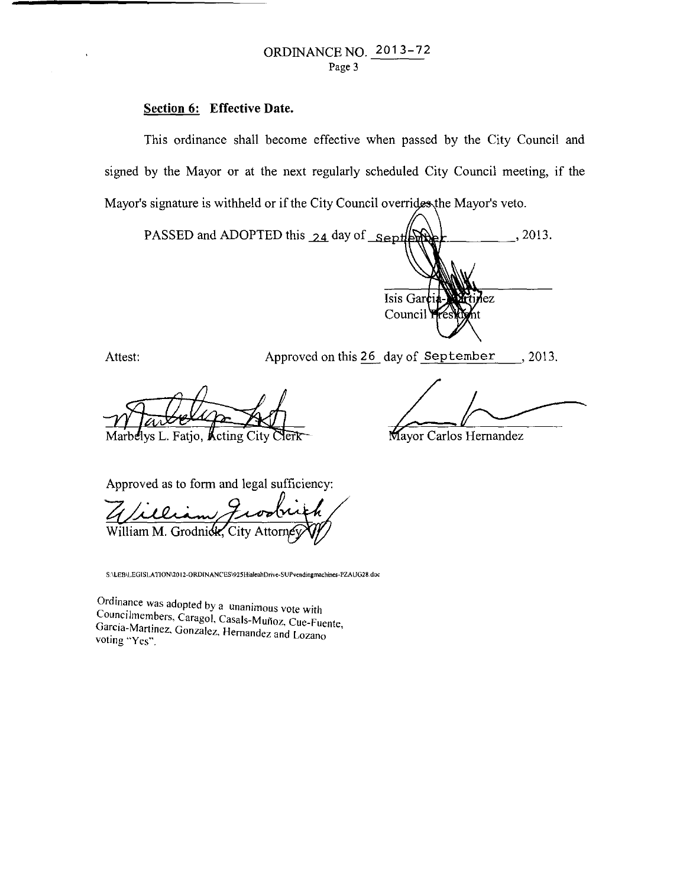ORDINANCE NO. 2013-72

**Section 6: Effective Date.**

This ordinance shall become effective when passed by the City Council and signed by the Mayor or at the next regularly scheduled City Council meeting, if the Mayor's signature is withheld or if the City Council overrides the Mayor's veto.

PASSED and ADOPTED this 24 day of September, 2013.

Isis Garcia-Martinez
Council President

Attest:

Approved on this 26 day of September, 2013.

Marbelys L. Fatjo, Acting City Clerk

Mayor Carlos Hernandez

Approved as to form and legal sufficiency:

William M. Grodnick, City Attorney

S:\LEB\LEGISLATION\2012-ORDINANCES\925HialeahDrive-SUPvendingmachines-PZAUG28.doc

Ordinance was adopted by a unanimous vote with Councilmembers, Caragol, Casals-Muñoz, Cue-Fuente, Garcia-Martinez, Gonzalez, Hernandez and Lozano voting "Yes".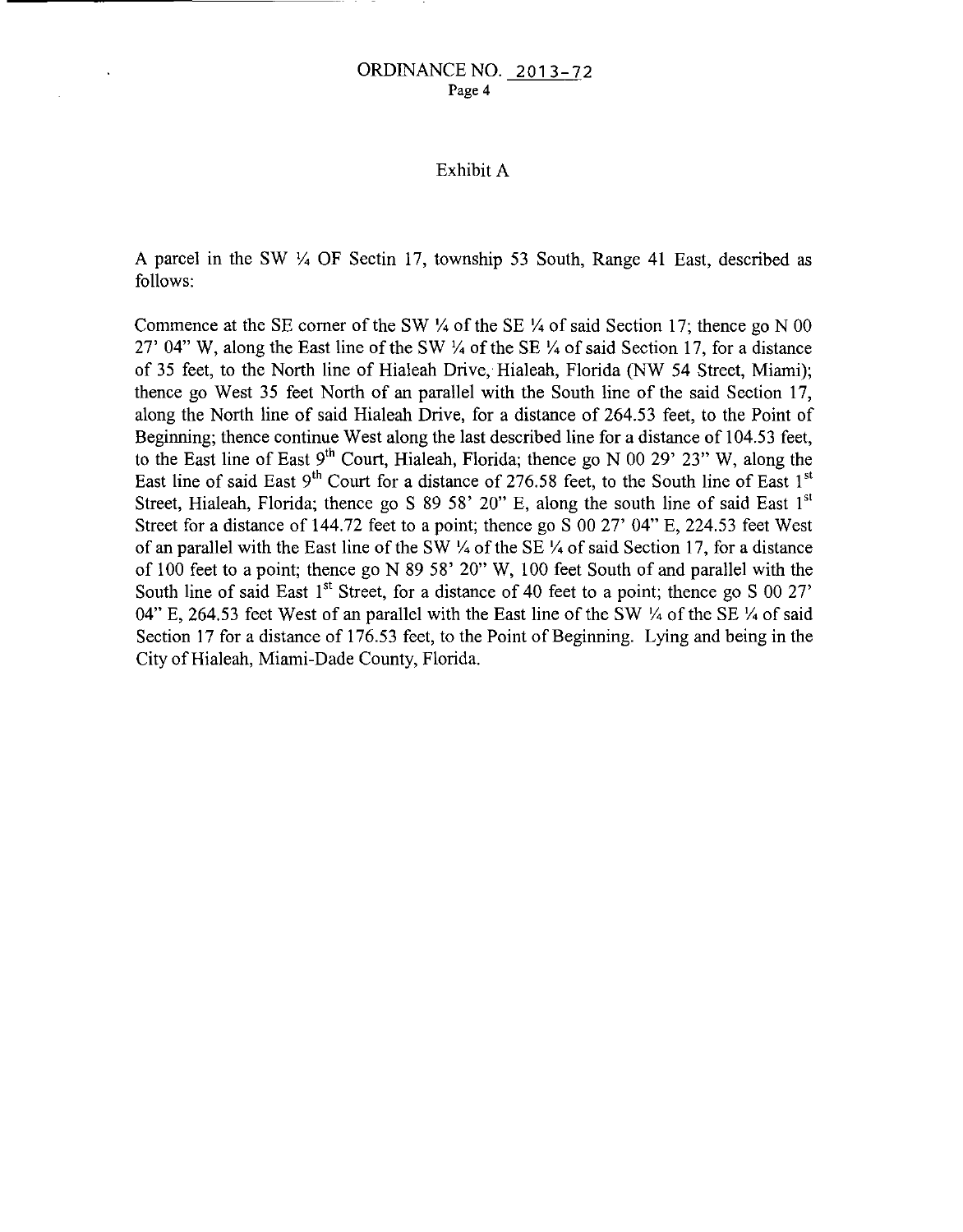ORDINANCE NO. 2013-72

## Exhibit A

A parcel in the SW ¼ OF Sectin 17, township 53 South, Range 41 East, described as follows:

Commence at the SE corner of the SW ¼ of the SE ¼ of said Section 17; thence go N 00 27' 04" W, along the East line of the SW ¼ of the SE ¼ of said Section 17, for a distance of 35 feet, to the North line of Hialeah Drive, Hialeah, Florida (NW 54 Street, Miami); thence go West 35 feet North of an parallel with the South line of the said Section 17, along the North line of said Hialeah Drive, for a distance of 264.53 feet, to the Point of Beginning; thence continue West along the last described line for a distance of 104.53 feet, to the East line of East 9th Court, Hialeah, Florida; thence go N 00 29' 23" W, along the East line of said East 9th Court for a distance of 276.58 feet, to the South line of East 1st Street, Hialeah, Florida; thence go S 89 58' 20" E, along the south line of said East 1st Street for a distance of 144.72 feet to a point; thence go S 00 27' 04" E, 224.53 feet West of an parallel with the East line of the SW ¼ of the SE ¼ of said Section 17, for a distance of 100 feet to a point; thence go N 89 58' 20" W, 100 feet South of and parallel with the South line of said East 1st Street, for a distance of 40 feet to a point; thence go S 00 27' 04" E, 264.53 feet West of an parallel with the East line of the SW ¼ of the SE ¼ of said Section 17 for a distance of 176.53 feet, to the Point of Beginning. Lying and being in the City of Hialeah, Miami-Dade County, Florida.